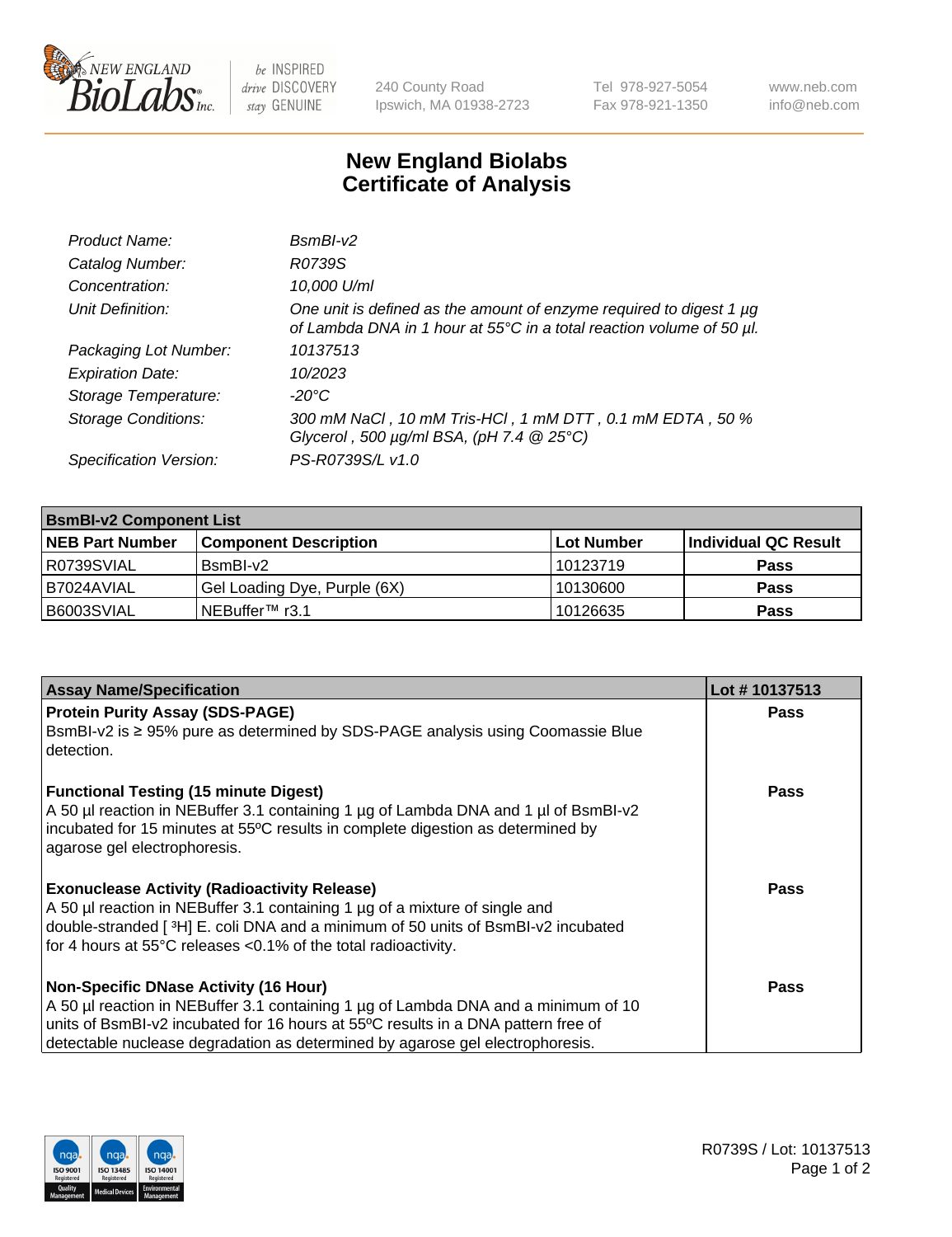# New England Biolabs Certificate of Analysis

| | |
|---|---|
| *Product Name:* | *BsmBI-v2* |
| *Catalog Number:* | *R0739S* |
| *Concentration:* | *10,000 U/ml* |
| *Unit Definition:* | *One unit is defined as the amount of enzyme required to digest 1 µg of Lambda DNA in 1 hour at 55°C in a total reaction volume of 50 µl.* |
| *Packaging Lot Number:* | *10137513* |
| *Expiration Date:* | *10/2023* |
| *Storage Temperature:* | *-20°C* |
| *Storage Conditions:* | *300 mM NaCl , 10 mM Tris-HCl , 1 mM DTT , 0.1 mM EDTA , 50 % Glycerol , 500 µg/ml BSA, (pH 7.4 @ 25°C)* |
| *Specification Version:* | *PS-R0739S/L v1.0* |

| **BsmBI-v2 Component List** | | | |
|---|---|---|---|
| **NEB Part Number** | **Component Description** | **Lot Number** | **Individual QC Result** |
| R0739SVIAL | BsmBI-v2 | 10123719 | **Pass** |
| B7024AVIAL | Gel Loading Dye, Purple (6X) | 10130600 | **Pass** |
| B6003SVIAL | NEBuffer™ r3.1 | 10126635 | **Pass** |

| **Assay Name/Specification** | **Lot # 10137513** |
|---|---|
| **Protein Purity Assay (SDS-PAGE)**<br>BsmBI-v2 is ≥ 95% pure as determined by SDS-PAGE analysis using Coomassie Blue detection. | **Pass** |
| **Functional Testing (15 minute Digest)**<br>A 50 µl reaction in NEBuffer 3.1 containing 1 µg of Lambda DNA and 1 µl of BsmBI-v2 incubated for 15 minutes at 55ºC results in complete digestion as determined by agarose gel electrophoresis. | **Pass** |
| **Exonuclease Activity (Radioactivity Release)**<br>A 50 µl reaction in NEBuffer 3.1 containing 1 µg of a mixture of single and double-stranded [ $^3$H] E. coli DNA and a minimum of 50 units of BsmBI-v2 incubated for 4 hours at 55°C releases <0.1% of the total radioactivity. | **Pass** |
| **Non-Specific DNase Activity (16 Hour)**<br>A 50 µl reaction in NEBuffer 3.1 containing 1 µg of Lambda DNA and a minimum of 10 units of BsmBI-v2 incubated for 16 hours at 55ºC results in a DNA pattern free of detectable nuclease degradation as determined by agarose gel electrophoresis. | **Pass** |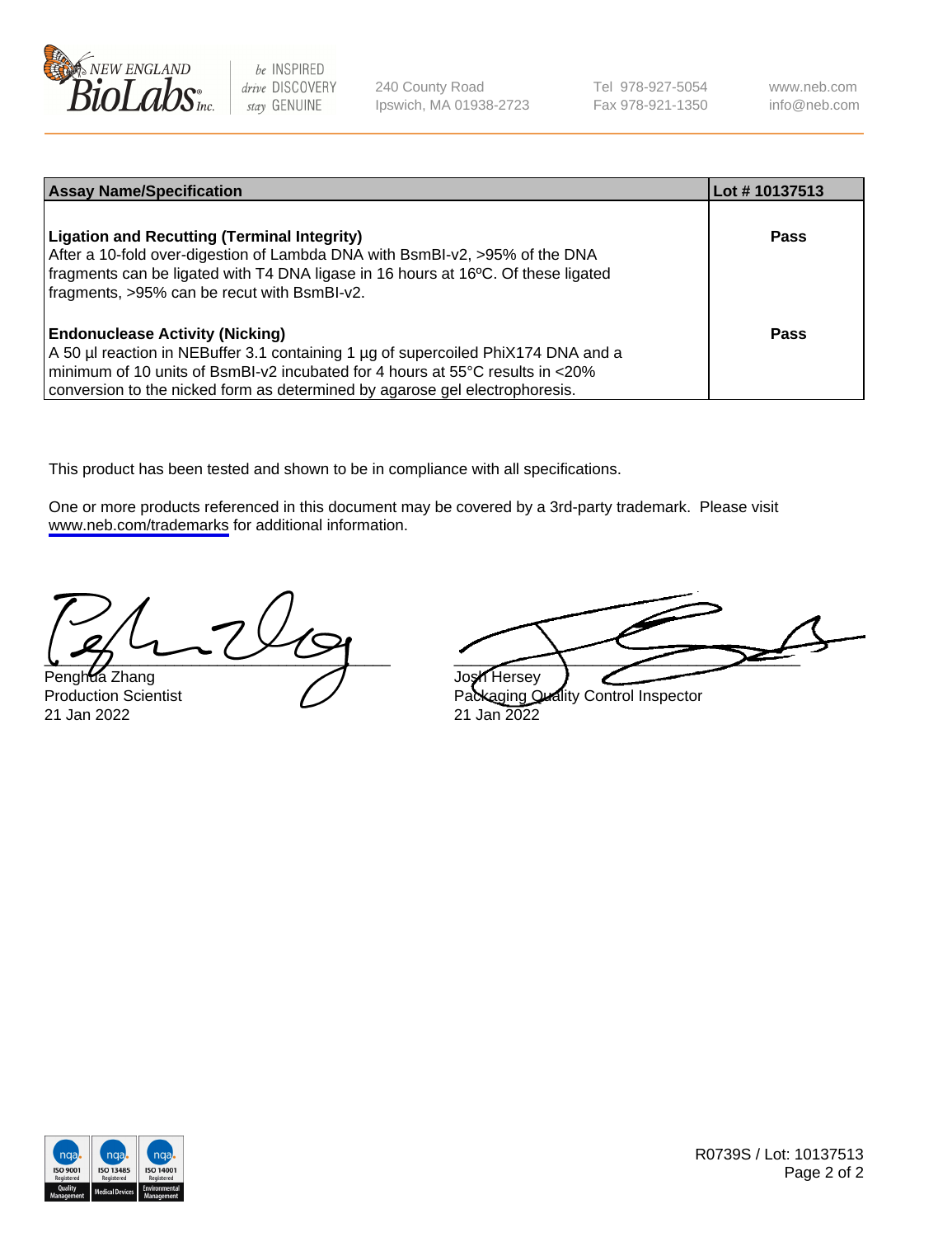| Assay Name/Specification | Lot # 10137513 |
|---|---|
| **Ligation and Recutting (Terminal Integrity)**<br>After a 10-fold over-digestion of Lambda DNA with BsmBI-v2, >95% of the DNA fragments can be ligated with T4 DNA ligase in 16 hours at 16ºC. Of these ligated fragments, >95% can be recut with BsmBI-v2. | Pass |
| **Endonuclease Activity (Nicking)**<br>A 50 µl reaction in NEBuffer 3.1 containing 1 µg of supercoiled PhiX174 DNA and a minimum of 10 units of BsmBI-v2 incubated for 4 hours at 55°C results in <20% conversion to the nicked form as determined by agarose gel electrophoresis. | Pass |

This product has been tested and shown to be in compliance with all specifications.

One or more products referenced in this document may be covered by a 3rd-party trademark. Please visit www.neb.com/trademarks for additional information.

Penghua Zhang
Production Scientist
21 Jan 2022

Josh Hersey
Packaging Quality Control Inspector
21 Jan 2022

R0739S / Lot: 10137513